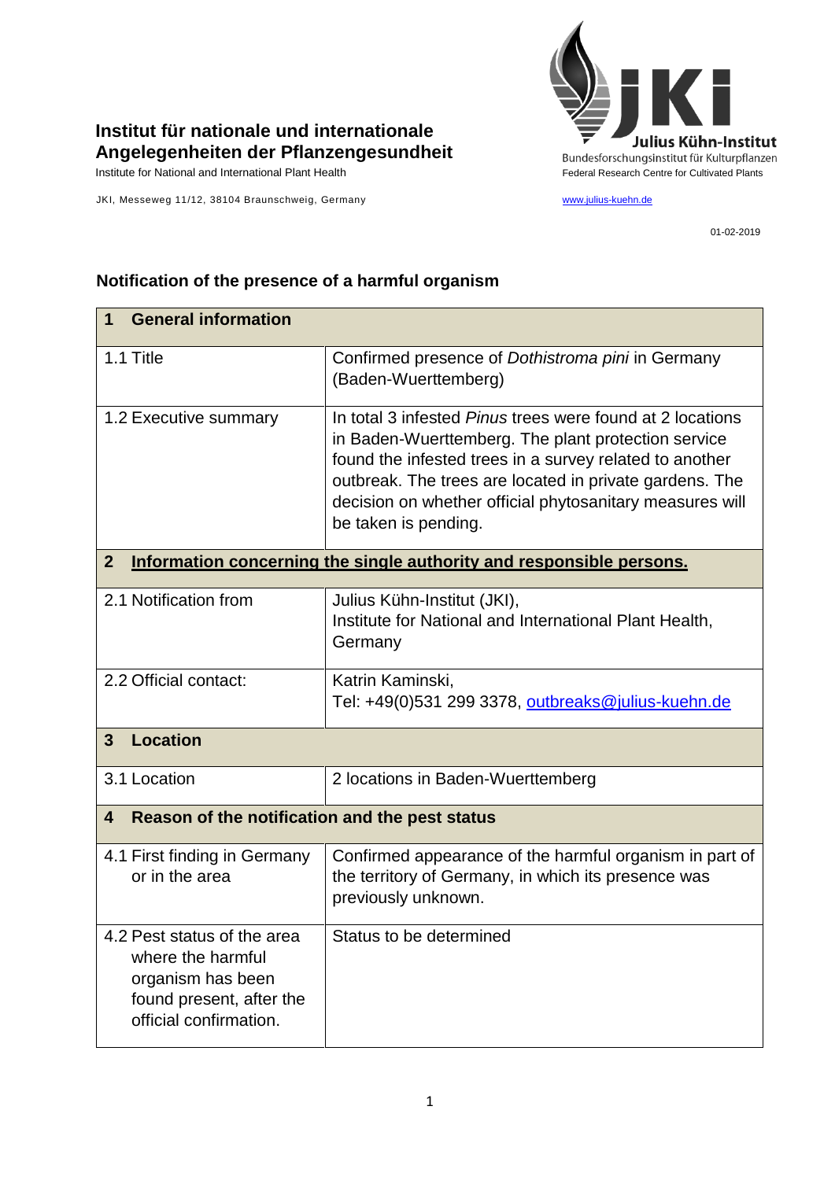**Institut für nationale und internationale Angelegenheiten der Pflanzengesundheit**

Institute for National and International Plant Health

JKI, Messeweg 11/12, 38104 Braunschweig, Germany

**Julius Kühn-Institut**
Bundesforschungsinstitut für Kulturpflanzen
Federal Research Centre for Cultivated Plants

www.julius-kuehn.de

01-02-2019

## Notification of the presence of a harmful organism

| **1 General information** | |
|---|---|
| 1.1 Title | Confirmed presence of *Dothistroma pini* in Germany (Baden-Wuerttemberg) |
| 1.2 Executive summary | In total 3 infested *Pinus* trees were found at 2 locations in Baden-Wuerttemberg. The plant protection service found the infested trees in a survey related to another outbreak. The trees are located in private gardens. The decision on whether official phytosanitary measures will be taken is pending. |
| **2 Information concerning the single authority and responsible persons.** | |
| 2.1 Notification from | Julius Kühn-Institut (JKI), Institute for National and International Plant Health, Germany |
| 2.2 Official contact: | Katrin Kaminski, Tel: +49(0)531 299 3378, outbreaks@julius-kuehn.de |
| **3 Location** | |
| 3.1 Location | 2 locations in Baden-Wuerttemberg |
| **4 Reason of the notification and the pest status** | |
| 4.1 First finding in Germany or in the area | Confirmed appearance of the harmful organism in part of the territory of Germany, in which its presence was previously unknown. |
| 4.2 Pest status of the area where the harmful organism has been found present, after the official confirmation. | Status to be determined |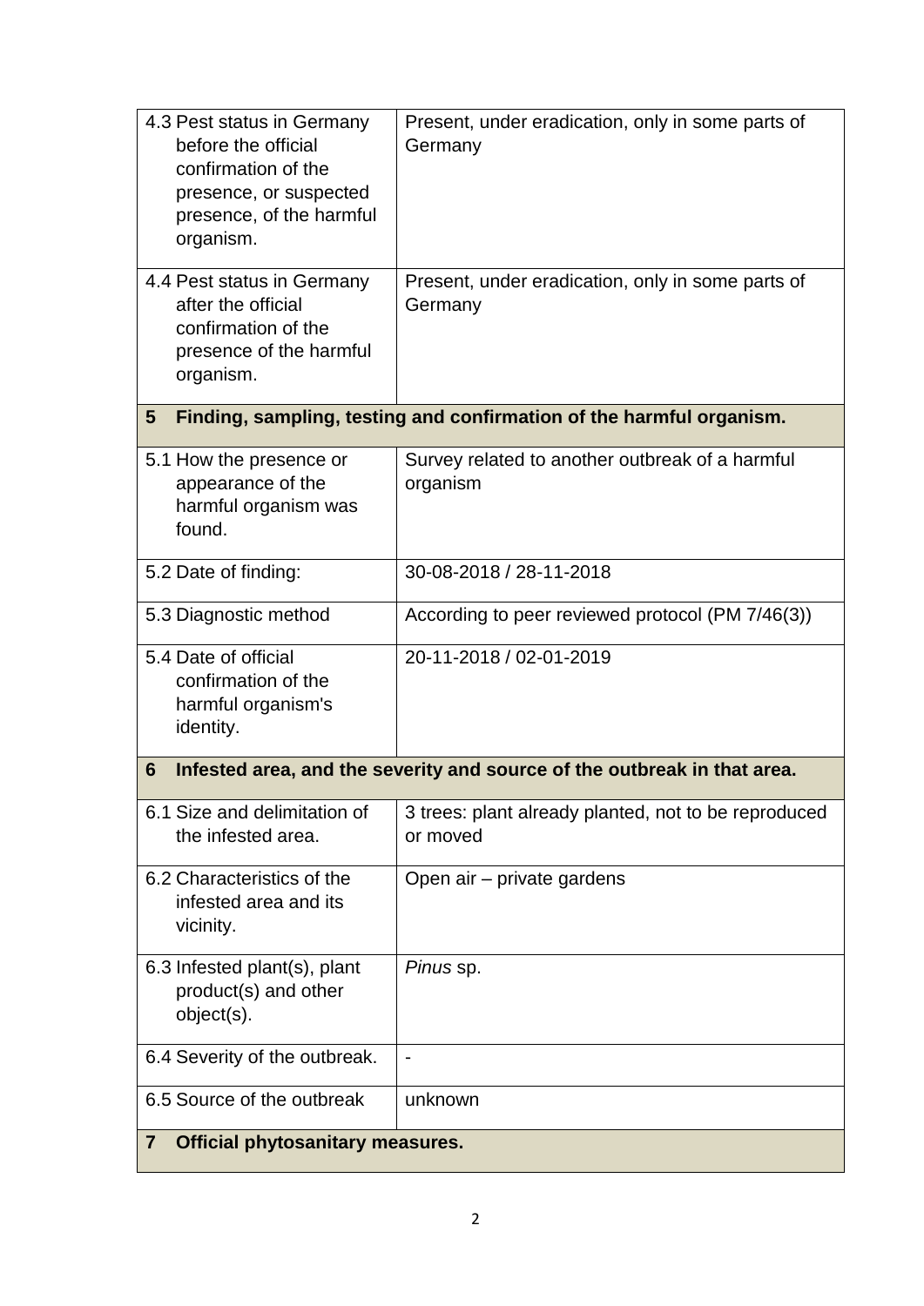| | |
|---|---|
| 4.3 Pest status in Germany before the official confirmation of the presence, or suspected presence, of the harmful organism. | Present, under eradication, only in some parts of Germany |
| 4.4 Pest status in Germany after the official confirmation of the presence of the harmful organism. | Present, under eradication, only in some parts of Germany |
| **5 Finding, sampling, testing and confirmation of the harmful organism.** | |
| 5.1 How the presence or appearance of the harmful organism was found. | Survey related to another outbreak of a harmful organism |
| 5.2 Date of finding: | 30-08-2018 / 28-11-2018 |
| 5.3 Diagnostic method | According to peer reviewed protocol (PM 7/46(3)) |
| 5.4 Date of official confirmation of the harmful organism's identity. | 20-11-2018 / 02-01-2019 |
| **6 Infested area, and the severity and source of the outbreak in that area.** | |
| 6.1 Size and delimitation of the infested area. | 3 trees: plant already planted, not to be reproduced or moved |
| 6.2 Characteristics of the infested area and its vicinity. | Open air – private gardens |
| 6.3 Infested plant(s), plant product(s) and other object(s). | *Pinus* sp. |
| 6.4 Severity of the outbreak. | - |
| 6.5 Source of the outbreak | unknown |
| **7 Official phytosanitary measures.** | |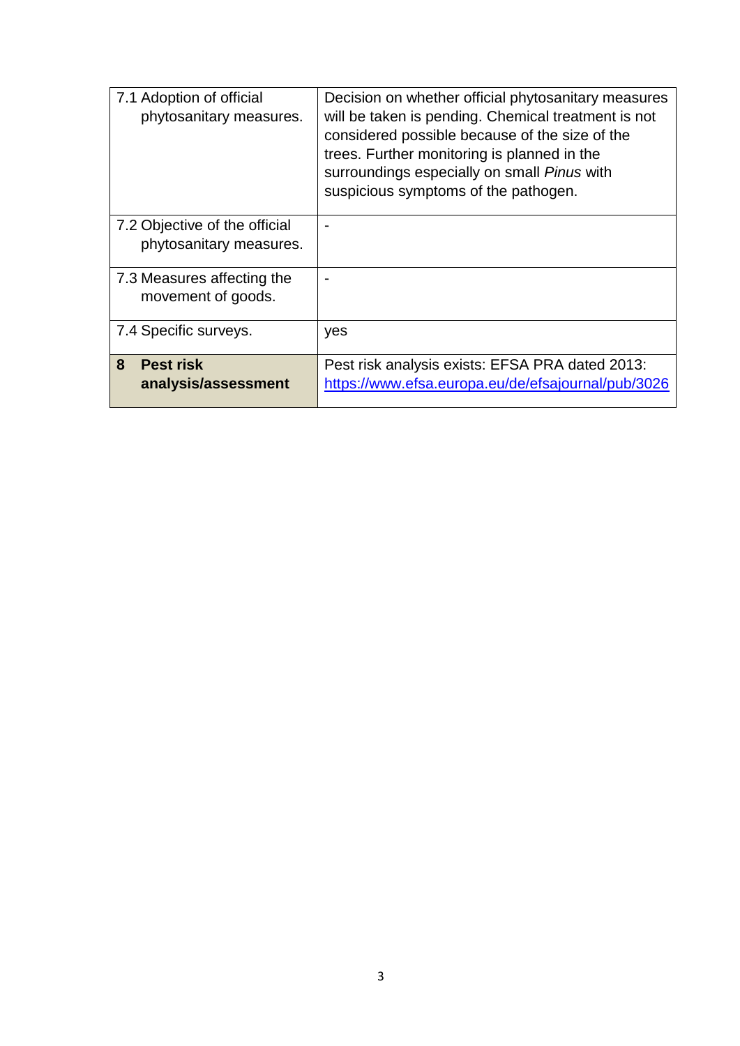| | |
|---|---|
| 7.1 Adoption of official phytosanitary measures. | Decision on whether official phytosanitary measures will be taken is pending. Chemical treatment is not considered possible because of the size of the trees. Further monitoring is planned in the surroundings especially on small *Pinus* with suspicious symptoms of the pathogen. |
| 7.2 Objective of the official phytosanitary measures. | - |
| 7.3 Measures affecting the movement of goods. | - |
| 7.4 Specific surveys. | yes |
| **8 Pest risk analysis/assessment** | Pest risk analysis exists: EFSA PRA dated 2013: https://www.efsa.europa.eu/de/efsajournal/pub/3026 |